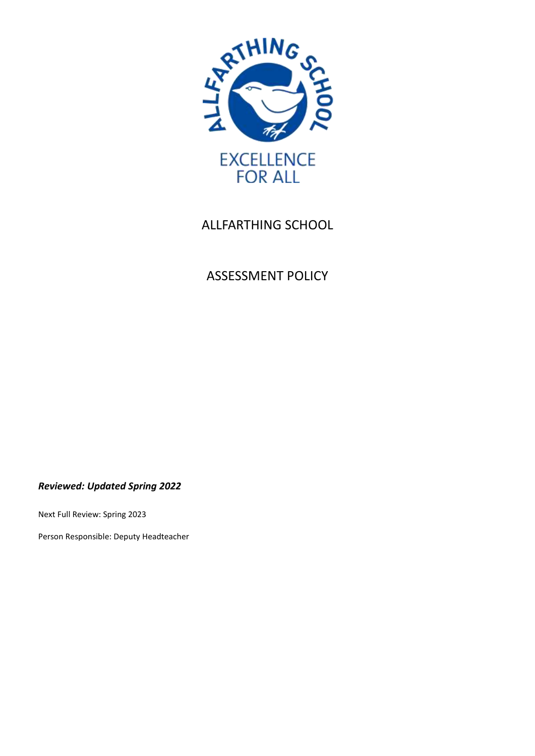ALLFARTHING SCHOOL

EXCELLENCE FOR ALL

# ALLFARTHING SCHOOL

# ASSESSMENT POLICY

***Reviewed: Updated Spring 2022***

Next Full Review: Spring 2023

Person Responsible: Deputy Headteacher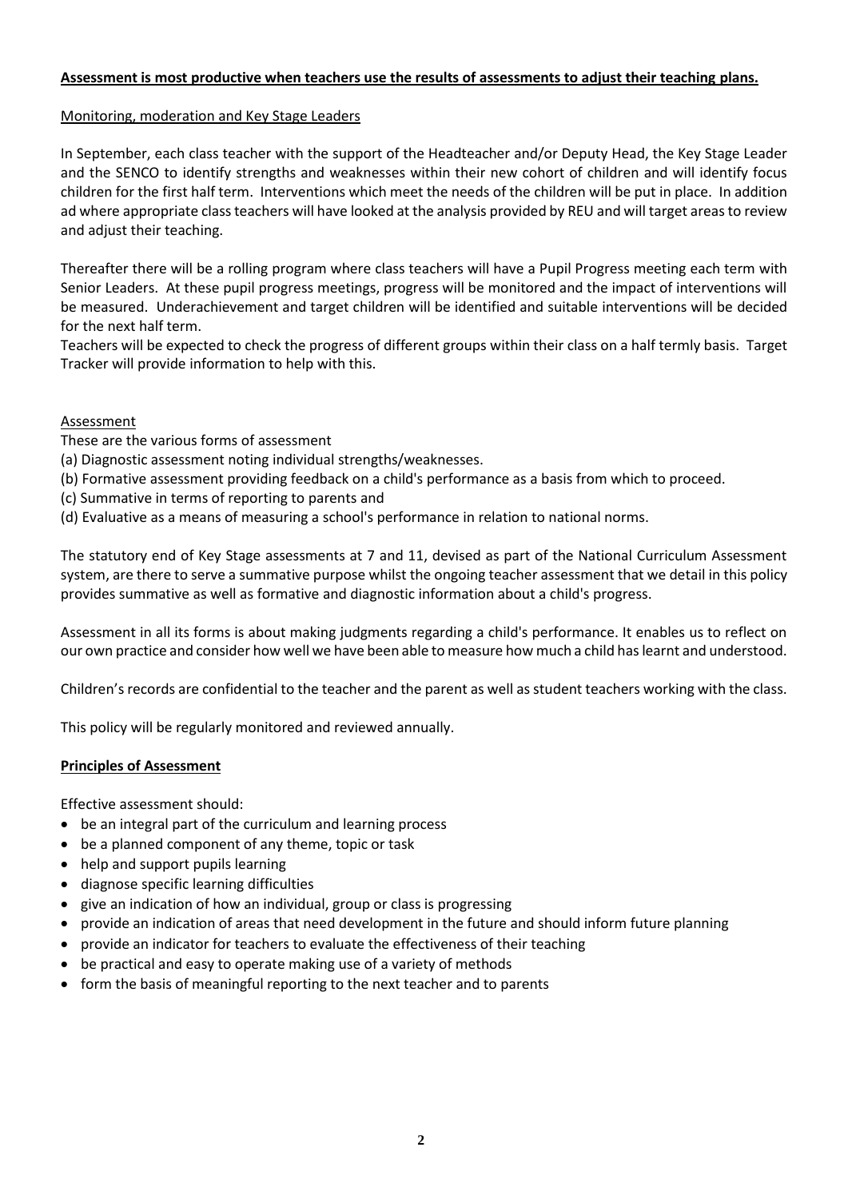**Assessment is most productive when teachers use the results of assessments to adjust their teaching plans.**

Monitoring, moderation and Key Stage Leaders

In September, each class teacher with the support of the Headteacher and/or Deputy Head, the Key Stage Leader and the SENCO to identify strengths and weaknesses within their new cohort of children and will identify focus children for the first half term. Interventions which meet the needs of the children will be put in place. In addition ad where appropriate class teachers will have looked at the analysis provided by REU and will target areas to review and adjust their teaching.

Thereafter there will be a rolling program where class teachers will have a Pupil Progress meeting each term with Senior Leaders. At these pupil progress meetings, progress will be monitored and the impact of interventions will be measured. Underachievement and target children will be identified and suitable interventions will be decided for the next half term.

Teachers will be expected to check the progress of different groups within their class on a half termly basis. Target Tracker will provide information to help with this.

Assessment

These are the various forms of assessment

(a) Diagnostic assessment noting individual strengths/weaknesses.

(b) Formative assessment providing feedback on a child's performance as a basis from which to proceed.

(c) Summative in terms of reporting to parents and

(d) Evaluative as a means of measuring a school's performance in relation to national norms.

The statutory end of Key Stage assessments at 7 and 11, devised as part of the National Curriculum Assessment system, are there to serve a summative purpose whilst the ongoing teacher assessment that we detail in this policy provides summative as well as formative and diagnostic information about a child's progress.

Assessment in all its forms is about making judgments regarding a child's performance. It enables us to reflect on our own practice and consider how well we have been able to measure how much a child has learnt and understood.

Children's records are confidential to the teacher and the parent as well as student teachers working with the class.

This policy will be regularly monitored and reviewed annually.

**Principles of Assessment**

Effective assessment should:

- be an integral part of the curriculum and learning process
- be a planned component of any theme, topic or task
- help and support pupils learning
- diagnose specific learning difficulties
- give an indication of how an individual, group or class is progressing
- provide an indication of areas that need development in the future and should inform future planning
- provide an indicator for teachers to evaluate the effectiveness of their teaching
- be practical and easy to operate making use of a variety of methods
- form the basis of meaningful reporting to the next teacher and to parents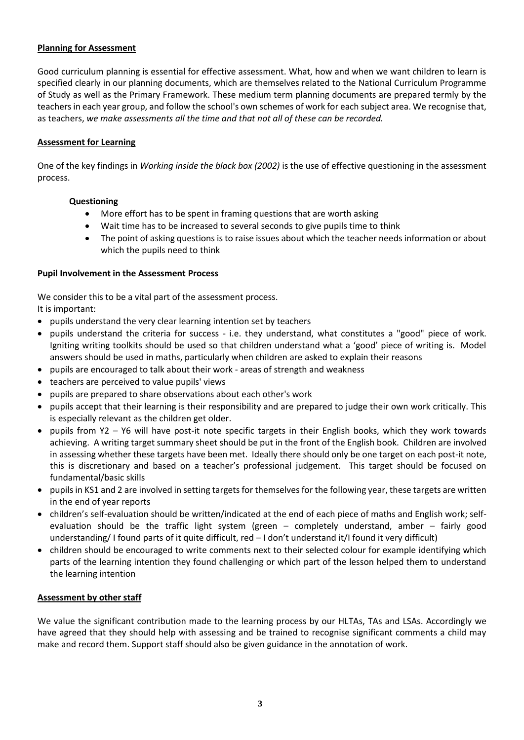## Planning for Assessment

Good curriculum planning is essential for effective assessment. What, how and when we want children to learn is specified clearly in our planning documents, which are themselves related to the National Curriculum Programme of Study as well as the Primary Framework. These medium term planning documents are prepared termly by the teachers in each year group, and follow the school's own schemes of work for each subject area. We recognise that, as teachers, *we make assessments all the time and that not all of these can be recorded.*

## Assessment for Learning

One of the key findings in *Working inside the black box (2002)* is the use of effective questioning in the assessment process.

### Questioning

- More effort has to be spent in framing questions that are worth asking
- Wait time has to be increased to several seconds to give pupils time to think
- The point of asking questions is to raise issues about which the teacher needs information or about which the pupils need to think

## Pupil Involvement in the Assessment Process

We consider this to be a vital part of the assessment process.
It is important:

- pupils understand the very clear learning intention set by teachers
- pupils understand the criteria for success - i.e. they understand, what constitutes a "good" piece of work. Igniting writing toolkits should be used so that children understand what a 'good' piece of writing is. Model answers should be used in maths, particularly when children are asked to explain their reasons
- pupils are encouraged to talk about their work - areas of strength and weakness
- teachers are perceived to value pupils' views
- pupils are prepared to share observations about each other's work
- pupils accept that their learning is their responsibility and are prepared to judge their own work critically. This is especially relevant as the children get older.
- pupils from Y2 – Y6 will have post-it note specific targets in their English books, which they work towards achieving. A writing target summary sheet should be put in the front of the English book. Children are involved in assessing whether these targets have been met. Ideally there should only be one target on each post-it note, this is discretionary and based on a teacher's professional judgement. This target should be focused on fundamental/basic skills
- pupils in KS1 and 2 are involved in setting targets for themselves for the following year, these targets are written in the end of year reports
- children's self-evaluation should be written/indicated at the end of each piece of maths and English work; self-evaluation should be the traffic light system (green – completely understand, amber – fairly good understanding/ I found parts of it quite difficult, red – I don't understand it/I found it very difficult)
- children should be encouraged to write comments next to their selected colour for example identifying which parts of the learning intention they found challenging or which part of the lesson helped them to understand the learning intention

## Assessment by other staff

We value the significant contribution made to the learning process by our HLTAs, TAs and LSAs. Accordingly we have agreed that they should help with assessing and be trained to recognise significant comments a child may make and record them. Support staff should also be given guidance in the annotation of work.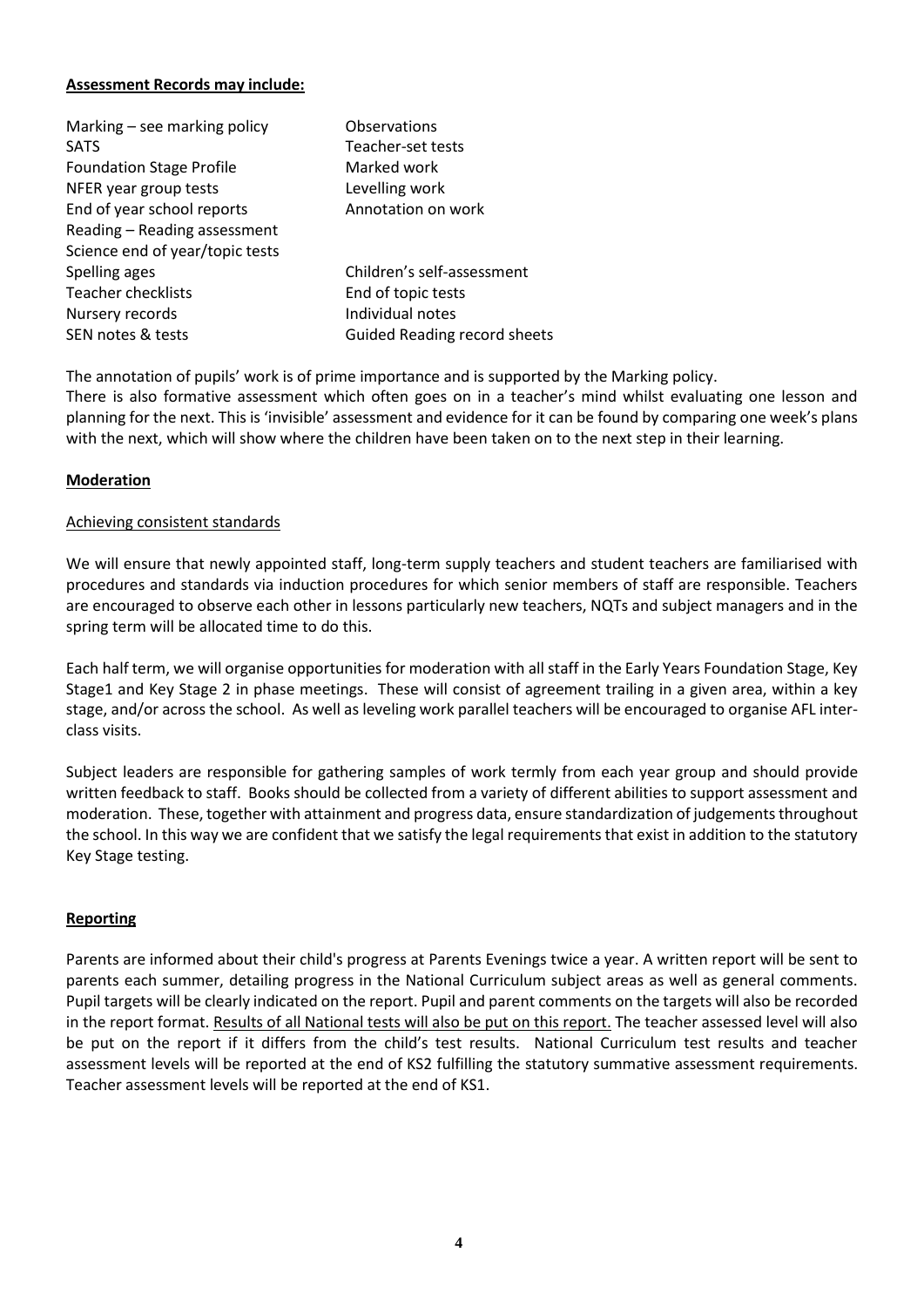**Assessment Records may include:**

| | |
|---|---|
| Marking – see marking policy | Observations |
| SATS | Teacher-set tests |
| Foundation Stage Profile | Marked work |
| NFER year group tests | Levelling work |
| End of year school reports | Annotation on work |
| Reading – Reading assessment | |
| Science end of year/topic tests | |
| Spelling ages | Children's self-assessment |
| Teacher checklists | End of topic tests |
| Nursery records | Individual notes |
| SEN notes & tests | Guided Reading record sheets |

The annotation of pupils' work is of prime importance and is supported by the Marking policy.
There is also formative assessment which often goes on in a teacher's mind whilst evaluating one lesson and planning for the next. This is 'invisible' assessment and evidence for it can be found by comparing one week's plans with the next, which will show where the children have been taken on to the next step in their learning.

**Moderation**

Achieving consistent standards

We will ensure that newly appointed staff, long-term supply teachers and student teachers are familiarised with procedures and standards via induction procedures for which senior members of staff are responsible. Teachers are encouraged to observe each other in lessons particularly new teachers, NQTs and subject managers and in the spring term will be allocated time to do this.

Each half term, we will organise opportunities for moderation with all staff in the Early Years Foundation Stage, Key Stage1 and Key Stage 2 in phase meetings. These will consist of agreement trailing in a given area, within a key stage, and/or across the school. As well as leveling work parallel teachers will be encouraged to organise AFL inter-class visits.

Subject leaders are responsible for gathering samples of work termly from each year group and should provide written feedback to staff. Books should be collected from a variety of different abilities to support assessment and moderation. These, together with attainment and progress data, ensure standardization of judgements throughout the school. In this way we are confident that we satisfy the legal requirements that exist in addition to the statutory Key Stage testing.

**Reporting**

Parents are informed about their child's progress at Parents Evenings twice a year. A written report will be sent to parents each summer, detailing progress in the National Curriculum subject areas as well as general comments. Pupil targets will be clearly indicated on the report. Pupil and parent comments on the targets will also be recorded in the report format. Results of all National tests will also be put on this report. The teacher assessed level will also be put on the report if it differs from the child's test results. National Curriculum test results and teacher assessment levels will be reported at the end of KS2 fulfilling the statutory summative assessment requirements. Teacher assessment levels will be reported at the end of KS1.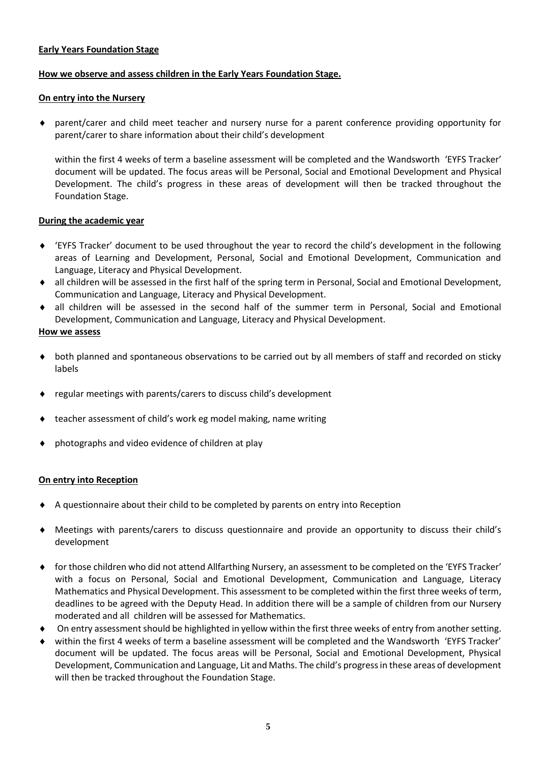**Early Years Foundation Stage**

**How we observe and assess children in the Early Years Foundation Stage.**

**On entry into the Nursery**

- parent/carer and child meet teacher and nursery nurse for a parent conference providing opportunity for parent/carer to share information about their child's development

  within the first 4 weeks of term a baseline assessment will be completed and the Wandsworth 'EYFS Tracker' document will be updated. The focus areas will be Personal, Social and Emotional Development and Physical Development. The child's progress in these areas of development will then be tracked throughout the Foundation Stage.

**During the academic year**

- 'EYFS Tracker' document to be used throughout the year to record the child's development in the following areas of Learning and Development, Personal, Social and Emotional Development, Communication and Language, Literacy and Physical Development.
- all children will be assessed in the first half of the spring term in Personal, Social and Emotional Development, Communication and Language, Literacy and Physical Development.
- all children will be assessed in the second half of the summer term in Personal, Social and Emotional Development, Communication and Language, Literacy and Physical Development.

**How we assess**

- both planned and spontaneous observations to be carried out by all members of staff and recorded on sticky labels
- regular meetings with parents/carers to discuss child's development
- teacher assessment of child's work eg model making, name writing
- photographs and video evidence of children at play

**On entry into Reception**

- A questionnaire about their child to be completed by parents on entry into Reception
- Meetings with parents/carers to discuss questionnaire and provide an opportunity to discuss their child's development
- for those children who did not attend Allfarthing Nursery, an assessment to be completed on the 'EYFS Tracker' with a focus on Personal, Social and Emotional Development, Communication and Language, Literacy Mathematics and Physical Development. This assessment to be completed within the first three weeks of term, deadlines to be agreed with the Deputy Head. In addition there will be a sample of children from our Nursery moderated and all children will be assessed for Mathematics.
- On entry assessment should be highlighted in yellow within the first three weeks of entry from another setting.
- within the first 4 weeks of term a baseline assessment will be completed and the Wandsworth 'EYFS Tracker' document will be updated. The focus areas will be Personal, Social and Emotional Development, Physical Development, Communication and Language, Lit and Maths. The child's progress in these areas of development will then be tracked throughout the Foundation Stage.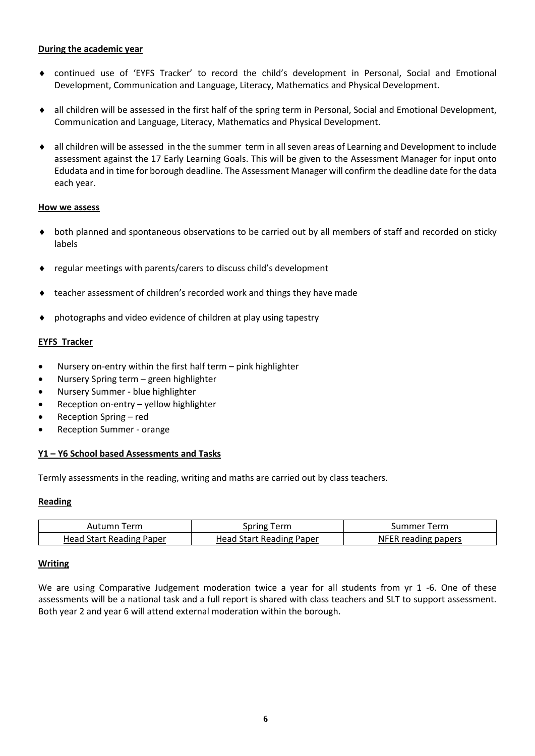**During the academic year**

- continued use of 'EYFS Tracker' to record the child's development in Personal, Social and Emotional Development, Communication and Language, Literacy, Mathematics and Physical Development.
- all children will be assessed in the first half of the spring term in Personal, Social and Emotional Development, Communication and Language, Literacy, Mathematics and Physical Development.
- all children will be assessed in the the summer term in all seven areas of Learning and Development to include assessment against the 17 Early Learning Goals. This will be given to the Assessment Manager for input onto Edudata and in time for borough deadline. The Assessment Manager will confirm the deadline date for the data each year.

**How we assess**

- both planned and spontaneous observations to be carried out by all members of staff and recorded on sticky labels
- regular meetings with parents/carers to discuss child's development
- teacher assessment of children's recorded work and things they have made
- photographs and video evidence of children at play using tapestry

**EYFS Tracker**

- Nursery on-entry within the first half term – pink highlighter
- Nursery Spring term – green highlighter
- Nursery Summer - blue highlighter
- Reception on-entry – yellow highlighter
- Reception Spring – red
- Reception Summer - orange

**Y1 – Y6 School based Assessments and Tasks**

Termly assessments in the reading, writing and maths are carried out by class teachers.

**Reading**

| Autumn Term | Spring Term | Summer Term |
| --- | --- | --- |
| Head Start Reading Paper | Head Start Reading Paper | NFER reading papers |

**Writing**

We are using Comparative Judgement moderation twice a year for all students from yr 1 -6. One of these assessments will be a national task and a full report is shared with class teachers and SLT to support assessment. Both year 2 and year 6 will attend external moderation within the borough.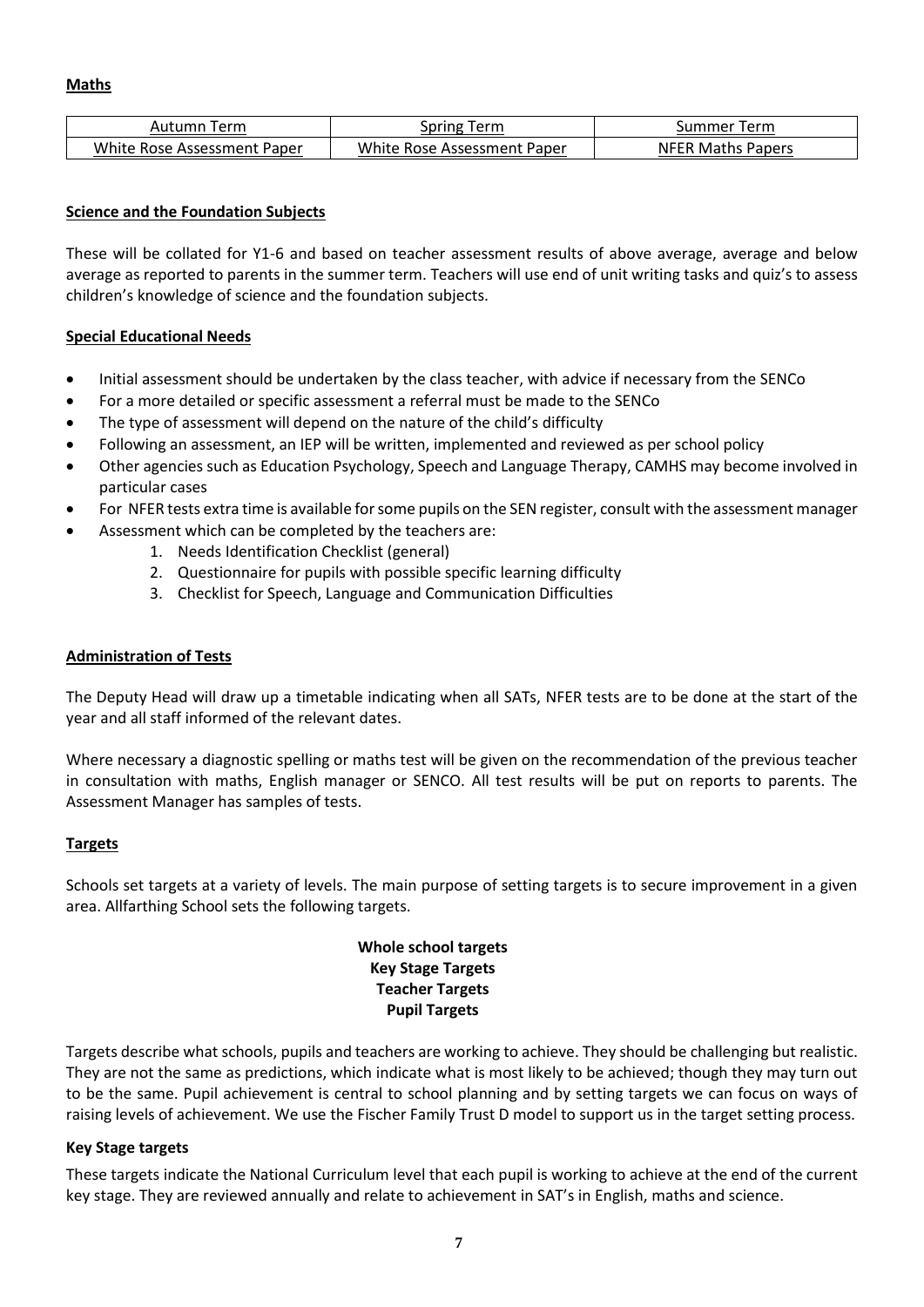## Maths

| Autumn Term | Spring Term | Summer Term |
| --- | --- | --- |
| White Rose Assessment Paper | White Rose Assessment Paper | NFER Maths Papers |

## Science and the Foundation Subjects

These will be collated for Y1-6 and based on teacher assessment results of above average, average and below average as reported to parents in the summer term. Teachers will use end of unit writing tasks and quiz's to assess children's knowledge of science and the foundation subjects.

## Special Educational Needs

- Initial assessment should be undertaken by the class teacher, with advice if necessary from the SENCo
- For a more detailed or specific assessment a referral must be made to the SENCo
- The type of assessment will depend on the nature of the child's difficulty
- Following an assessment, an IEP will be written, implemented and reviewed as per school policy
- Other agencies such as Education Psychology, Speech and Language Therapy, CAMHS may become involved in particular cases
- For NFER tests extra time is available for some pupils on the SEN register, consult with the assessment manager
- Assessment which can be completed by the teachers are:
    1. Needs Identification Checklist (general)
    2. Questionnaire for pupils with possible specific learning difficulty
    3. Checklist for Speech, Language and Communication Difficulties

## Administration of Tests

The Deputy Head will draw up a timetable indicating when all SATs, NFER tests are to be done at the start of the year and all staff informed of the relevant dates.

Where necessary a diagnostic spelling or maths test will be given on the recommendation of the previous teacher in consultation with maths, English manager or SENCO. All test results will be put on reports to parents. The Assessment Manager has samples of tests.

## Targets

Schools set targets at a variety of levels. The main purpose of setting targets is to secure improvement in a given area. Allfarthing School sets the following targets.

**Whole school targets**
**Key Stage Targets**
**Teacher Targets**
**Pupil Targets**

Targets describe what schools, pupils and teachers are working to achieve. They should be challenging but realistic. They are not the same as predictions, which indicate what is most likely to be achieved; though they may turn out to be the same. Pupil achievement is central to school planning and by setting targets we can focus on ways of raising levels of achievement. We use the Fischer Family Trust D model to support us in the target setting process.

### Key Stage targets

These targets indicate the National Curriculum level that each pupil is working to achieve at the end of the current key stage. They are reviewed annually and relate to achievement in SAT's in English, maths and science.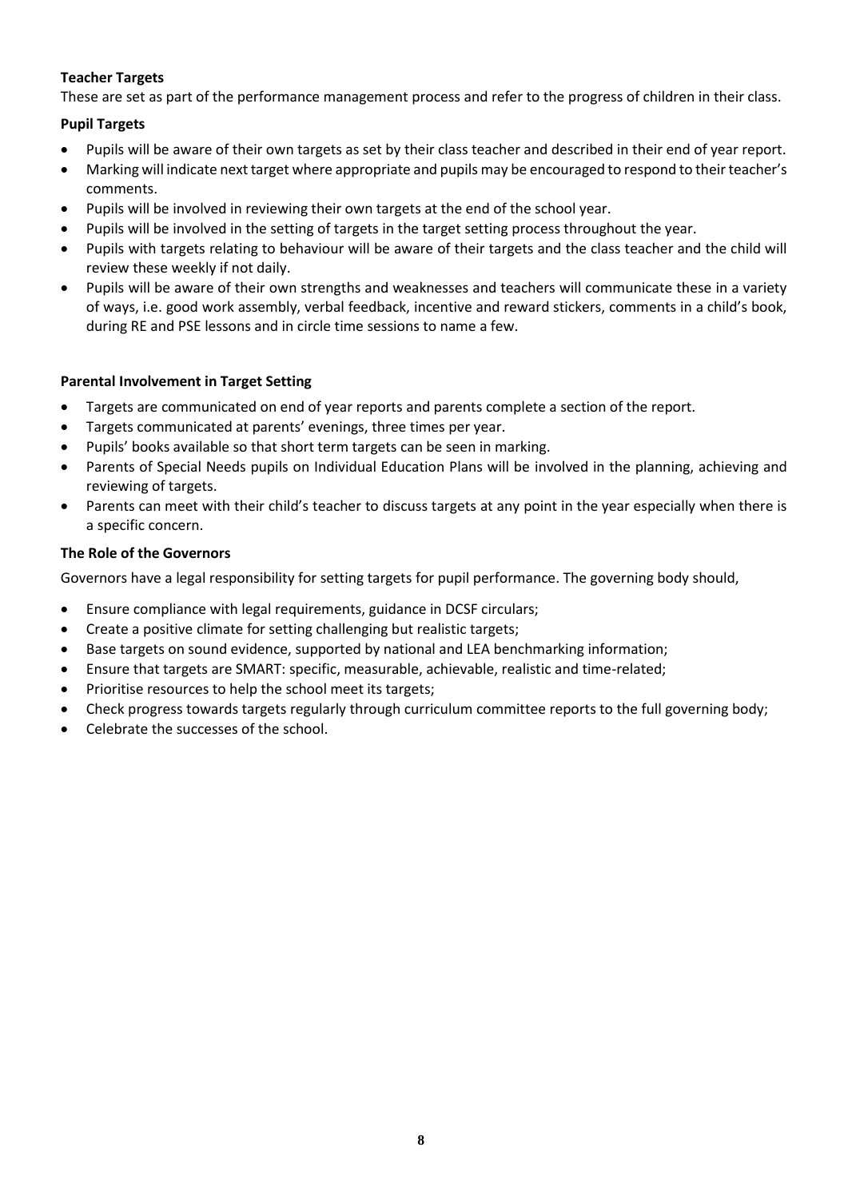**Teacher Targets**

These are set as part of the performance management process and refer to the progress of children in their class.

**Pupil Targets**

- Pupils will be aware of their own targets as set by their class teacher and described in their end of year report.
- Marking will indicate next target where appropriate and pupils may be encouraged to respond to their teacher's comments.
- Pupils will be involved in reviewing their own targets at the end of the school year.
- Pupils will be involved in the setting of targets in the target setting process throughout the year.
- Pupils with targets relating to behaviour will be aware of their targets and the class teacher and the child will review these weekly if not daily.
- Pupils will be aware of their own strengths and weaknesses and teachers will communicate these in a variety of ways, i.e. good work assembly, verbal feedback, incentive and reward stickers, comments in a child's book, during RE and PSE lessons and in circle time sessions to name a few.

**Parental Involvement in Target Setting**

- Targets are communicated on end of year reports and parents complete a section of the report.
- Targets communicated at parents' evenings, three times per year.
- Pupils' books available so that short term targets can be seen in marking.
- Parents of Special Needs pupils on Individual Education Plans will be involved in the planning, achieving and reviewing of targets.
- Parents can meet with their child's teacher to discuss targets at any point in the year especially when there is a specific concern.

**The Role of the Governors**

Governors have a legal responsibility for setting targets for pupil performance. The governing body should,

- Ensure compliance with legal requirements, guidance in DCSF circulars;
- Create a positive climate for setting challenging but realistic targets;
- Base targets on sound evidence, supported by national and LEA benchmarking information;
- Ensure that targets are SMART: specific, measurable, achievable, realistic and time-related;
- Prioritise resources to help the school meet its targets;
- Check progress towards targets regularly through curriculum committee reports to the full governing body;
- Celebrate the successes of the school.